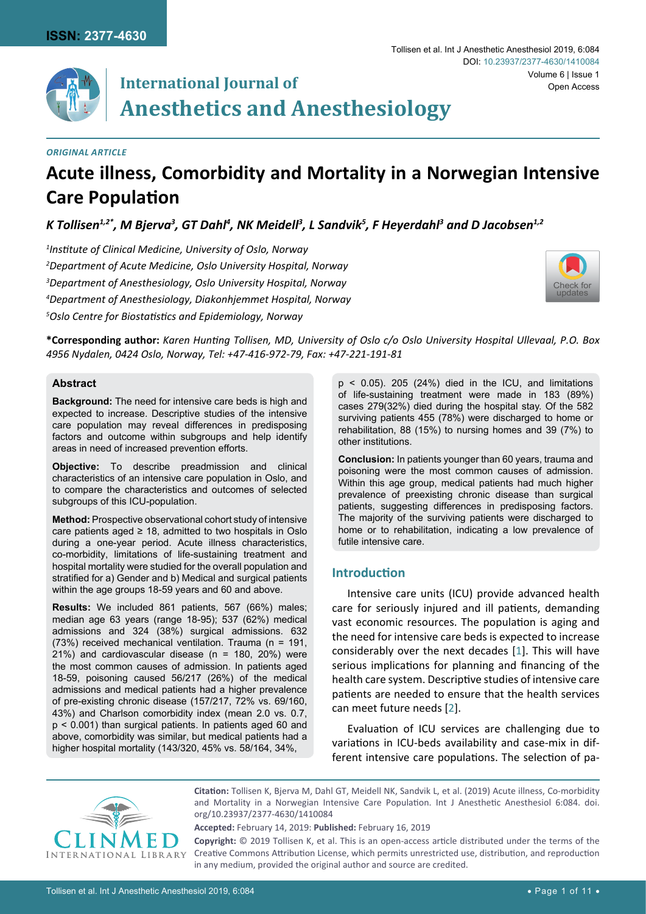ISSN: 2377-4630

Tollisen et al. Int J Anesthetic Anesthesiol 2019, 6:084

DOI: 10.23937/2377-4630/1410084

Volume 6 | Issue 1

Open Access

International Journal of Anesthetics and Anesthesiology

*ORIGINAL ARTICLE*

# Acute illness, Comorbidity and Mortality in a Norwegian Intensive Care Population

*K Tollisen[1,2*], M Bjerva[3], GT Dahl[4], NK Meidell[3], L Sandvik[5], F Heyerdahl[3] and D Jacobsen[1,2]*

[1]*Institute of Clinical Medicine, University of Oslo, Norway*

[2]*Department of Acute Medicine, Oslo University Hospital, Norway*

[3]*Department of Anesthesiology, Oslo University Hospital, Norway*

[4]*Department of Anesthesiology, Diakonhjemmet Hospital, Norway*

[5]*Oslo Centre for Biostatistics and Epidemiology, Norway*

**\*Corresponding author:** *Karen Hunting Tollisen, MD, University of Oslo c/o Oslo University Hospital Ullevaal, P.O. Box 4956 Nydalen, 0424 Oslo, Norway, Tel: +47-416-972-79, Fax: +47-221-191-81*

## Abstract

**Background:** The need for intensive care beds is high and expected to increase. Descriptive studies of the intensive care population may reveal differences in predisposing factors and outcome within subgroups and help identify areas in need of increased prevention efforts.

**Objective:** To describe preadmission and clinical characteristics of an intensive care population in Oslo, and to compare the characteristics and outcomes of selected subgroups of this ICU-population.

**Method:** Prospective observational cohort study of intensive care patients aged ≥ 18, admitted to two hospitals in Oslo during a one-year period. Acute illness characteristics, co-morbidity, limitations of life-sustaining treatment and hospital mortality were studied for the overall population and stratified for a) Gender and b) Medical and surgical patients within the age groups 18-59 years and 60 and above.

**Results:** We included 861 patients, 567 (66%) males; median age 63 years (range 18-95); 537 (62%) medical admissions and 324 (38%) surgical admissions. 632 (73%) received mechanical ventilation. Trauma (n = 191, 21%) and cardiovascular disease (n = 180, 20%) were the most common causes of admission. In patients aged 18-59, poisoning caused 56/217 (26%) of the medical admissions and medical patients had a higher prevalence of pre-existing chronic disease (157/217, 72% vs. 69/160, 43%) and Charlson comorbidity index (mean 2.0 vs. 0.7, $p < 0.001$) than surgical patients. In patients aged 60 and above, comorbidity was similar, but medical patients had a higher hospital mortality (143/320, 45% vs. 58/164, 34%, $p < 0.05$). 205 (24%) died in the ICU, and limitations of life-sustaining treatment were made in 183 (89%) cases 279(32%) died during the hospital stay. Of the 582 surviving patients 455 (78%) were discharged to home or rehabilitation, 88 (15%) to nursing homes and 39 (7%) to other institutions.

**Conclusion:** In patients younger than 60 years, trauma and poisoning were the most common causes of admission. Within this age group, medical patients had much higher prevalence of preexisting chronic disease than surgical patients, suggesting differences in predisposing factors. The majority of the surviving patients were discharged to home or to rehabilitation, indicating a low prevalence of futile intensive care.

## Introduction

Intensive care units (ICU) provide advanced health care for seriously injured and ill patients, demanding vast economic resources. The population is aging and the need for intensive care beds is expected to increase considerably over the next decades [1]. This will have serious implications for planning and financing of the health care system. Descriptive studies of intensive care patients are needed to ensure that the health services can meet future needs [2].

Evaluation of ICU services are challenging due to variations in ICU-beds availability and case-mix in different intensive care populations. The selection of pa-

**Citation:** Tollisen K, Bjerva M, Dahl GT, Meidell NK, Sandvik L, et al. (2019) Acute illness, Co-morbidity and Mortality in a Norwegian Intensive Care Population. Int J Anesthetic Anesthesiol 6:084. doi.org/10.23937/2377-4630/1410084

**Accepted:** February 14, 2019: **Published:** February 16, 2019

**Copyright:** © 2019 Tollisen K, et al. This is an open-access article distributed under the terms of the Creative Commons Attribution License, which permits unrestricted use, distribution, and reproduction in any medium, provided the original author and source are credited.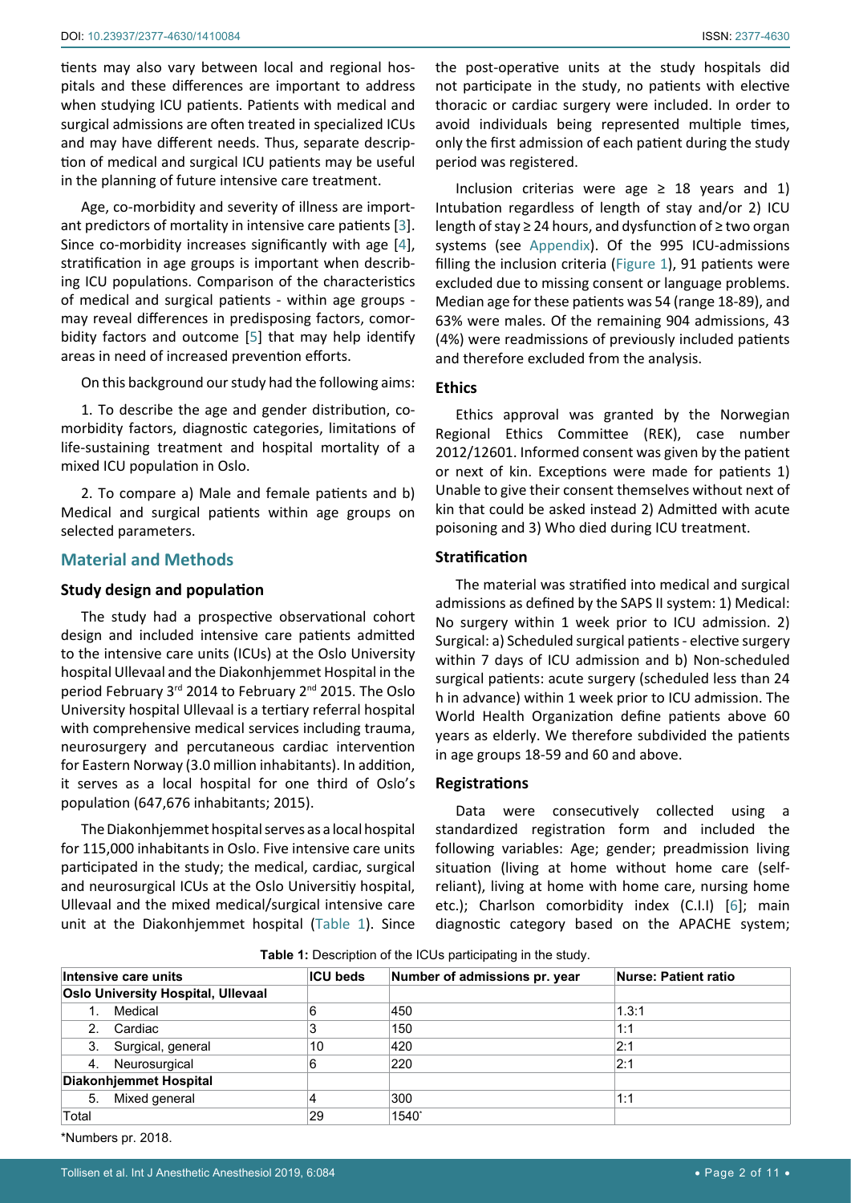tients may also vary between local and regional hospitals and these differences are important to address when studying ICU patients. Patients with medical and surgical admissions are often treated in specialized ICUs and may have different needs. Thus, separate description of medical and surgical ICU patients may be useful in the planning of future intensive care treatment.

Age, co-morbidity and severity of illness are important predictors of mortality in intensive care patients [3]. Since co-morbidity increases significantly with age [4], stratification in age groups is important when describing ICU populations. Comparison of the characteristics of medical and surgical patients - within age groups - may reveal differences in predisposing factors, comorbidity factors and outcome [5] that may help identify areas in need of increased prevention efforts.

On this background our study had the following aims:

1. To describe the age and gender distribution, comorbidity factors, diagnostic categories, limitations of life-sustaining treatment and hospital mortality of a mixed ICU population in Oslo.

2. To compare a) Male and female patients and b) Medical and surgical patients within age groups on selected parameters.

## Material and Methods

### Study design and population

The study had a prospective observational cohort design and included intensive care patients admitted to the intensive care units (ICUs) at the Oslo University hospital Ullevaal and the Diakonhjemmet Hospital in the period February 3rd 2014 to February 2nd 2015. The Oslo University hospital Ullevaal is a tertiary referral hospital with comprehensive medical services including trauma, neurosurgery and percutaneous cardiac intervention for Eastern Norway (3.0 million inhabitants). In addition, it serves as a local hospital for one third of Oslo's population (647,676 inhabitants; 2015).

The Diakonhjemmet hospital serves as a local hospital for 115,000 inhabitants in Oslo. Five intensive care units participated in the study; the medical, cardiac, surgical and neurosurgical ICUs at the Oslo Universitiy hospital, Ullevaal and the mixed medical/surgical intensive care unit at the Diakonhjemmet hospital (Table 1). Since the post-operative units at the study hospitals did not participate in the study, no patients with elective thoracic or cardiac surgery were included. In order to avoid individuals being represented multiple times, only the first admission of each patient during the study period was registered.

Inclusion criterias were age ≥ 18 years and 1) Intubation regardless of length of stay and/or 2) ICU length of stay ≥ 24 hours, and dysfunction of ≥ two organ systems (see Appendix). Of the 995 ICU-admissions filling the inclusion criteria (Figure 1), 91 patients were excluded due to missing consent or language problems. Median age for these patients was 54 (range 18-89), and 63% were males. Of the remaining 904 admissions, 43 (4%) were readmissions of previously included patients and therefore excluded from the analysis.

### Ethics

Ethics approval was granted by the Norwegian Regional Ethics Committee (REK), case number 2012/12601. Informed consent was given by the patient or next of kin. Exceptions were made for patients 1) Unable to give their consent themselves without next of kin that could be asked instead 2) Admitted with acute poisoning and 3) Who died during ICU treatment.

### Stratification

The material was stratified into medical and surgical admissions as defined by the SAPS II system: 1) Medical: No surgery within 1 week prior to ICU admission. 2) Surgical: a) Scheduled surgical patients - elective surgery within 7 days of ICU admission and b) Non-scheduled surgical patients: acute surgery (scheduled less than 24 h in advance) within 1 week prior to ICU admission. The World Health Organization define patients above 60 years as elderly. We therefore subdivided the patients in age groups 18-59 and 60 and above.

### Registrations

Data were consecutively collected using a standardized registration form and included the following variables: Age; gender; preadmission living situation (living at home without home care (self-reliant), living at home with home care, nursing home etc.); Charlson comorbidity index (C.I.I) [6]; main diagnostic category based on the APACHE system;

**Table 1:** Description of the ICUs participating in the study.

| Intensive care units | ICU beds | Number of admissions pr. year | Nurse: Patient ratio |
|---|---|---|---|
| **Oslo University Hospital, Ullevaal** | | | |
| 1. Medical | 6 | 450 | 1.3:1 |
| 2. Cardiac | 3 | 150 | 1:1 |
| 3. Surgical, general | 10 | 420 | 2:1 |
| 4. Neurosurgical | 6 | 220 | 2:1 |
| **Diakonhjemmet Hospital** | | | |
| 5. Mixed general | 4 | 300 | 1:1 |
| Total | 29 | 1540* | |

*Numbers pr. 2018.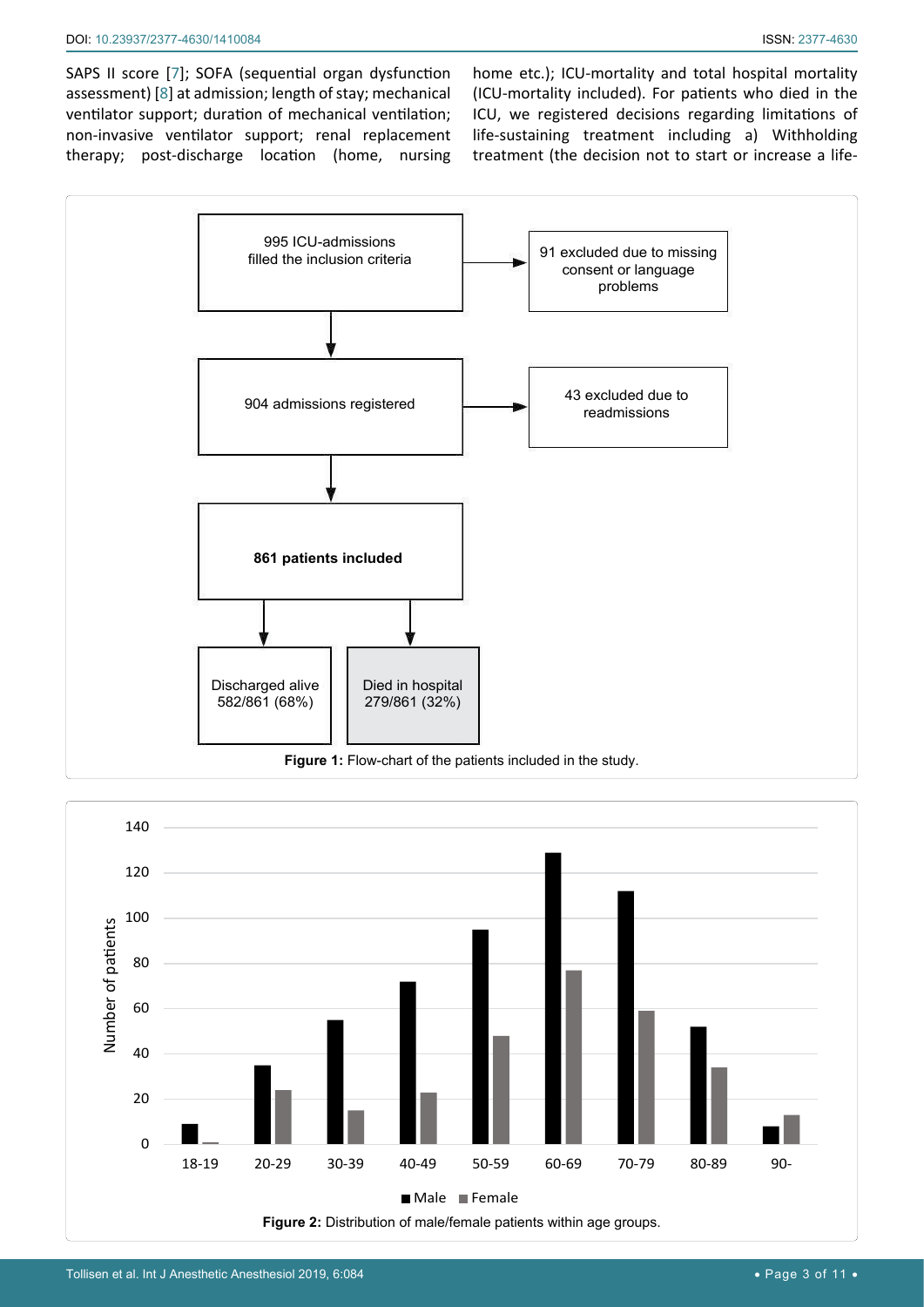SAPS II score [7]; SOFA (sequential organ dysfunction assessment) [8] at admission; length of stay; mechanical ventilator support; duration of mechanical ventilation; non-invasive ventilator support; renal replacement therapy; post-discharge location (home, nursing home etc.); ICU-mortality and total hospital mortality (ICU-mortality included). For patients who died in the ICU, we registered decisions regarding limitations of life-sustaining treatment including a) Withholding treatment (the decision not to start or increase a life-

**Figure 1:** Flow-chart of the patients included in the study.

**Figure 2:** Distribution of male/female patients within age groups.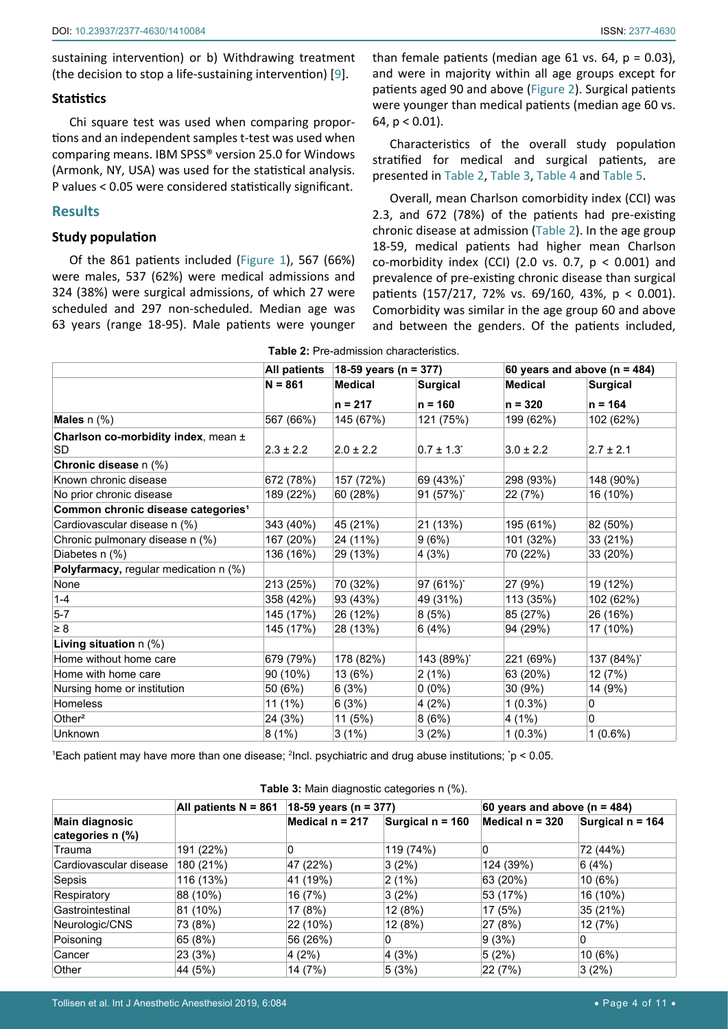sustaining intervention) or b) Withdrawing treatment (the decision to stop a life-sustaining intervention) [9].

### Statistics

Chi square test was used when comparing proportions and an independent samples t-test was used when comparing means. IBM SPSS® version 25.0 for Windows (Armonk, NY, USA) was used for the statistical analysis. P values < 0.05 were considered statistically significant.

## Results

### Study population

Of the 861 patients included (Figure 1), 567 (66%) were males, 537 (62%) were medical admissions and 324 (38%) were surgical admissions, of which 27 were scheduled and 297 non-scheduled. Median age was 63 years (range 18-95). Male patients were younger than female patients (median age 61 vs. 64, p = 0.03), and were in majority within all age groups except for patients aged 90 and above (Figure 2). Surgical patients were younger than medical patients (median age 60 vs. 64, p < 0.01).

Characteristics of the overall study population stratified for medical and surgical patients, are presented in Table 2, Table 3, Table 4 and Table 5.

Overall, mean Charlson comorbidity index (CCI) was 2.3, and 672 (78%) of the patients had pre-existing chronic disease at admission (Table 2). In the age group 18-59, medical patients had higher mean Charlson co-morbidity index (CCI) (2.0 vs. 0.7, p < 0.001) and prevalence of pre-existing chronic disease than surgical patients (157/217, 72% vs. 69/160, 43%, p < 0.001). Comorbidity was similar in the age group 60 and above and between the genders. Of the patients included,

**Table 2:** Pre-admission characteristics.

| | All patients | 18-59 years (n = 377) | | 60 years and above (n = 484) | |
|---|---|---|---|---|---|
| | N = 861 | Medical n = 217 | Surgical n = 160 | Medical n = 320 | Surgical n = 164 |
| **Males** n (%) | 567 (66%) | 145 (67%) | 121 (75%) | 199 (62%) | 102 (62%) |
| **Charlson co-morbidity index**, mean ± SD | 2.3 ± 2.2 | 2.0 ± 2.2 | 0.7 ± 1.3* | 3.0 ± 2.2 | 2.7 ± 2.1 |
| **Chronic disease** n (%) | | | | | |
| Known chronic disease | 672 (78%) | 157 (72%) | 69 (43%)* | 298 (93%) | 148 (90%) |
| No prior chronic disease | 189 (22%) | 60 (28%) | 91 (57%)* | 22 (7%) | 16 (10%) |
| **Common chronic disease categories**[1] | | | | | |
| Cardiovascular disease n (%) | 343 (40%) | 45 (21%) | 21 (13%) | 195 (61%) | 82 (50%) |
| Chronic pulmonary disease n (%) | 167 (20%) | 24 (11%) | 9 (6%) | 101 (32%) | 33 (21%) |
| Diabetes n (%) | 136 (16%) | 29 (13%) | 4 (3%) | 70 (22%) | 33 (20%) |
| **Polyfarmacy,** regular medication n (%) | | | | | |
| None | 213 (25%) | 70 (32%) | 97 (61%)* | 27 (9%) | 19 (12%) |
| 1-4 | 358 (42%) | 93 (43%) | 49 (31%) | 113 (35%) | 102 (62%) |
| 5-7 | 145 (17%) | 26 (12%) | 8 (5%) | 85 (27%) | 26 (16%) |
| ≥ 8 | 145 (17%) | 28 (13%) | 6 (4%) | 94 (29%) | 17 (10%) |
| **Living situation** n (%) | | | | | |
| Home without home care | 679 (79%) | 178 (82%) | 143 (89%)* | 221 (69%) | 137 (84%)* |
| Home with home care | 90 (10%) | 13 (6%) | 2 (1%) | 63 (20%) | 12 (7%) |
| Nursing home or institution | 50 (6%) | 6 (3%) | 0 (0%) | 30 (9%) | 14 (9%) |
| Homeless | 11 (1%) | 6 (3%) | 4 (2%) | 1 (0.3%) | 0 |
| Other[2] | 24 (3%) | 11 (5%) | 8 (6%) | 4 (1%) | 0 |
| Unknown | 8 (1%) | 3 (1%) | 3 (2%) | 1 (0.3%) | 1 (0.6%) |

[1]Each patient may have more than one disease; [2]Incl. psychiatric and drug abuse institutions; *p < 0.05.

**Table 3:** Main diagnostic categories n (%).

| | All patients N = 861 | 18-59 years (n = 377) | | 60 years and above (n = 484) | |
|---|---|---|---|---|---|
| Main diagnostic categories n (%) | | Medical n = 217 | Surgical n = 160 | Medical n = 320 | Surgical n = 164 |
| Trauma | 191 (22%) | 0 | 119 (74%) | 0 | 72 (44%) |
| Cardiovascular disease | 180 (21%) | 47 (22%) | 3 (2%) | 124 (39%) | 6 (4%) |
| Sepsis | 116 (13%) | 41 (19%) | 2 (1%) | 63 (20%) | 10 (6%) |
| Respiratory | 88 (10%) | 16 (7%) | 3 (2%) | 53 (17%) | 16 (10%) |
| Gastrointestinal | 81 (10%) | 17 (8%) | 12 (8%) | 17 (5%) | 35 (21%) |
| Neurologic/CNS | 73 (8%) | 22 (10%) | 12 (8%) | 27 (8%) | 12 (7%) |
| Poisoning | 65 (8%) | 56 (26%) | 0 | 9 (3%) | 0 |
| Cancer | 23 (3%) | 4 (2%) | 4 (3%) | 5 (2%) | 10 (6%) |
| Other | 44 (5%) | 14 (7%) | 5 (3%) | 22 (7%) | 3 (2%) |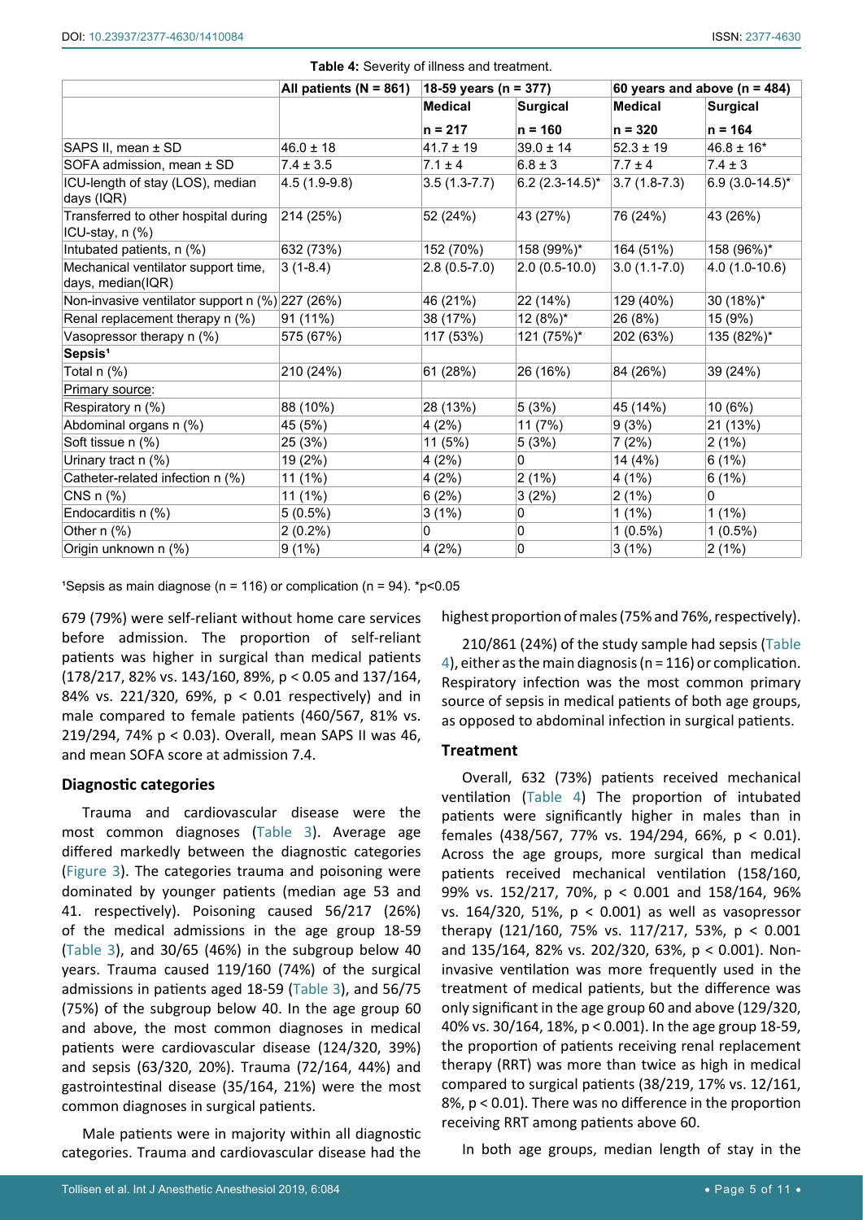**Table 4:** Severity of illness and treatment.

| | All patients (N = 861) | 18-59 years (n = 377) | | 60 years and above (n = 484) | |
|---|---|---|---|---|---|
| | | Medical | Surgical | Medical | Surgical |
| | | n = 217 | n = 160 | n = 320 | n = 164 |
| SAPS II, mean ± SD | 46.0 ± 18 | 41.7 ± 19 | 39.0 ± 14 | 52.3 ± 19 | 46.8 ± 16* |
| SOFA admission, mean ± SD | 7.4 ± 3.5 | 7.1 ± 4 | 6.8 ± 3 | 7.7 ± 4 | 7.4 ± 3 |
| ICU-length of stay (LOS), median days (IQR) | 4.5 (1.9-9.8) | 3.5 (1.3-7.7) | 6.2 (2.3-14.5)* | 3.7 (1.8-7.3) | 6.9 (3.0-14.5)* |
| Transferred to other hospital during ICU-stay, n (%) | 214 (25%) | 52 (24%) | 43 (27%) | 76 (24%) | 43 (26%) |
| Intubated patients, n (%) | 632 (73%) | 152 (70%) | 158 (99%)* | 164 (51%) | 158 (96%)* |
| Mechanical ventilator support time, days, median(IQR) | 3 (1-8.4) | 2.8 (0.5-7.0) | 2.0 (0.5-10.0) | 3.0 (1.1-7.0) | 4.0 (1.0-10.6) |
| Non-invasive ventilator support n (%) | 227 (26%) | 46 (21%) | 22 (14%) | 129 (40%) | 30 (18%)* |
| Renal replacement therapy n (%) | 91 (11%) | 38 (17%) | 12 (8%)* | 26 (8%) | 15 (9%) |
| Vasopressor therapy n (%) | 575 (67%) | 117 (53%) | 121 (75%)* | 202 (63%) | 135 (82%)* |
| **Sepsis[1]** | | | | | |
| Total n (%) | 210 (24%) | 61 (28%) | 26 (16%) | 84 (26%) | 39 (24%) |
| Primary source: | | | | | |
| Respiratory n (%) | 88 (10%) | 28 (13%) | 5 (3%) | 45 (14%) | 10 (6%) |
| Abdominal organs n (%) | 45 (5%) | 4 (2%) | 11 (7%) | 9 (3%) | 21 (13%) |
| Soft tissue n (%) | 25 (3%) | 11 (5%) | 5 (3%) | 7 (2%) | 2 (1%) |
| Urinary tract n (%) | 19 (2%) | 4 (2%) | 0 | 14 (4%) | 6 (1%) |
| Catheter-related infection n (%) | 11 (1%) | 4 (2%) | 2 (1%) | 4 (1%) | 6 (1%) |
| CNS n (%) | 11 (1%) | 6 (2%) | 3 (2%) | 2 (1%) | 0 |
| Endocarditis n (%) | 5 (0.5%) | 3 (1%) | 0 | 1 (1%) | 1 (1%) |
| Other n (%) | 2 (0.2%) | 0 | 0 | 1 (0.5%) | 1 (0.5%) |
| Origin unknown n (%) | 9 (1%) | 4 (2%) | 0 | 3 (1%) | 2 (1%) |

[1]Sepsis as main diagnose (n = 116) or complication (n = 94). *p<0.05

679 (79%) were self-reliant without home care services before admission. The proportion of self-reliant patients was higher in surgical than medical patients (178/217, 82% vs. 143/160, 89%, $p < 0.05$ and 137/164, 84% vs. 221/320, 69%, $p < 0.01$ respectively) and in male compared to female patients (460/567, 81% vs. 219/294, 74% $p < 0.03$). Overall, mean SAPS II was 46, and mean SOFA score at admission 7.4.

### Diagnostic categories

Trauma and cardiovascular disease were the most common diagnoses (Table 3). Average age differed markedly between the diagnostic categories (Figure 3). The categories trauma and poisoning were dominated by younger patients (median age 53 and 41. respectively). Poisoning caused 56/217 (26%) of the medical admissions in the age group 18-59 (Table 3), and 30/65 (46%) in the subgroup below 40 years. Trauma caused 119/160 (74%) of the surgical admissions in patients aged 18-59 (Table 3), and 56/75 (75%) of the subgroup below 40. In the age group 60 and above, the most common diagnoses in medical patients were cardiovascular disease (124/320, 39%) and sepsis (63/320, 20%). Trauma (72/164, 44%) and gastrointestinal disease (35/164, 21%) were the most common diagnoses in surgical patients.

Male patients were in majority within all diagnostic categories. Trauma and cardiovascular disease had the highest proportion of males (75% and 76%, respectively).

210/861 (24%) of the study sample had sepsis (Table 4), either as the main diagnosis (n = 116) or complication. Respiratory infection was the most common primary source of sepsis in medical patients of both age groups, as opposed to abdominal infection in surgical patients.

### Treatment

Overall, 632 (73%) patients received mechanical ventilation (Table 4) The proportion of intubated patients were significantly higher in males than in females (438/567, 77% vs. 194/294, 66%, $p < 0.01$). Across the age groups, more surgical than medical patients received mechanical ventilation (158/160, 99% vs. 152/217, 70%, $p < 0.001$ and 158/164, 96% vs. 164/320, 51%, $p < 0.001$) as well as vasopressor therapy (121/160, 75% vs. 117/217, 53%, $p < 0.001$ and 135/164, 82% vs. 202/320, 63%, $p < 0.001$). Non-invasive ventilation was more frequently used in the treatment of medical patients, but the difference was only significant in the age group 60 and above (129/320, 40% vs. 30/164, 18%, $p < 0.001$). In the age group 18-59, the proportion of patients receiving renal replacement therapy (RRT) was more than twice as high in medical compared to surgical patients (38/219, 17% vs. 12/161, 8%, $p < 0.01$). There was no difference in the proportion receiving RRT among patients above 60.

In both age groups, median length of stay in the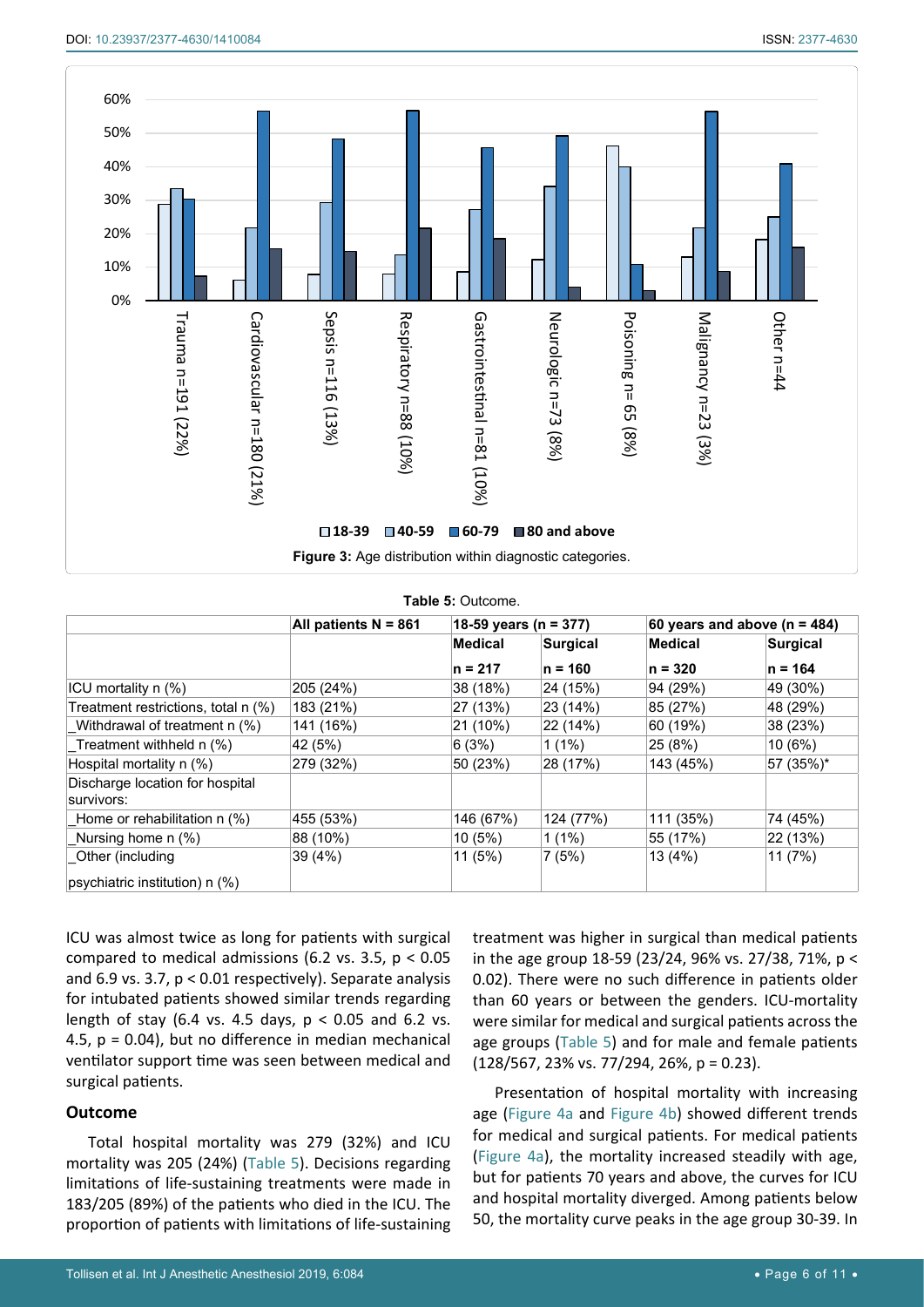Figure 3: Age distribution within diagnostic categories.

Table 5: Outcome.

| | All patients N = 861 | 18-59 years (n = 377) | | 60 years and above (n = 484) | |
|---|---|---|---|---|---|
| | | Medical n = 217 | Surgical n = 160 | Medical n = 320 | Surgical n = 164 |
| ICU mortality n (%) | 205 (24%) | 38 (18%) | 24 (15%) | 94 (29%) | 49 (30%) |
| Treatment restrictions, total n (%) | 183 (21%) | 27 (13%) | 23 (14%) | 85 (27%) | 48 (29%) |
| _Withdrawal of treatment n (%) | 141 (16%) | 21 (10%) | 22 (14%) | 60 (19%) | 38 (23%) |
| _Treatment withheld n (%) | 42 (5%) | 6 (3%) | 1 (1%) | 25 (8%) | 10 (6%) |
| Hospital mortality n (%) | 279 (32%) | 50 (23%) | 28 (17%) | 143 (45%) | 57 (35%)* |
| Discharge location for hospital survivors: | | | | | |
| _Home or rehabilitation n (%) | 455 (53%) | 146 (67%) | 124 (77%) | 111 (35%) | 74 (45%) |
| _Nursing home n (%) | 88 (10%) | 10 (5%) | 1 (1%) | 55 (17%) | 22 (13%) |
| _Other (including psychiatric institution) n (%) | 39 (4%) | 11 (5%) | 7 (5%) | 13 (4%) | 11 (7%) |

ICU was almost twice as long for patients with surgical compared to medical admissions (6.2 vs. 3.5, $p < 0.05$ and 6.9 vs. 3.7, $p < 0.01$ respectively). Separate analysis for intubated patients showed similar trends regarding length of stay (6.4 vs. 4.5 days, $p < 0.05$ and 6.2 vs. 4.5, $p = 0.04$), but no difference in median mechanical ventilator support time was seen between medical and surgical patients.

### Outcome

Total hospital mortality was 279 (32%) and ICU mortality was 205 (24%) (Table 5). Decisions regarding limitations of life-sustaining treatments were made in 183/205 (89%) of the patients who died in the ICU. The proportion of patients with limitations of life-sustaining treatment was higher in surgical than medical patients in the age group 18-59 (23/24, 96% vs. 27/38, 71%, $p < 0.02$). There were no such difference in patients older than 60 years or between the genders. ICU-mortality were similar for medical and surgical patients across the age groups (Table 5) and for male and female patients (128/567, 23% vs. 77/294, 26%, $p = 0.23$).

Presentation of hospital mortality with increasing age (Figure 4a and Figure 4b) showed different trends for medical and surgical patients. For medical patients (Figure 4a), the mortality increased steadily with age, but for patients 70 years and above, the curves for ICU and hospital mortality diverged. Among patients below 50, the mortality curve peaks in the age group 30-39. In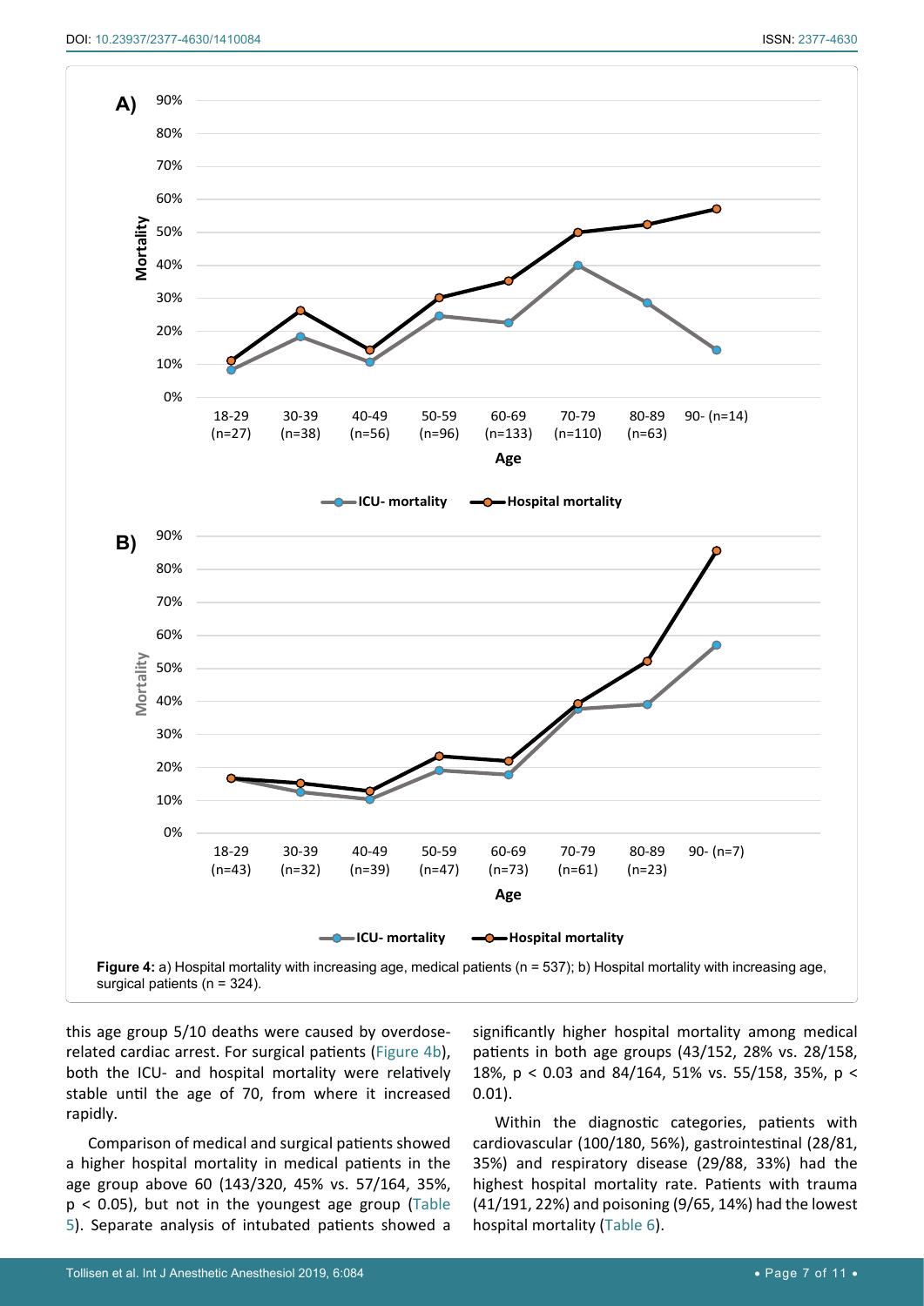Figure 4: a) Hospital mortality with increasing age, medical patients (n = 537); b) Hospital mortality with increasing age, surgical patients (n = 324).

this age group 5/10 deaths were caused by overdose-related cardiac arrest. For surgical patients (Figure 4b), both the ICU- and hospital mortality were relatively stable until the age of 70, from where it increased rapidly.

Comparison of medical and surgical patients showed a higher hospital mortality in medical patients in the age group above 60 (143/320, 45% vs. 57/164, 35%, $p < 0.05$), but not in the youngest age group (Table 5). Separate analysis of intubated patients showed a significantly higher hospital mortality among medical patients in both age groups (43/152, 28% vs. 28/158, 18%, $p < 0.03$ and 84/164, 51% vs. 55/158, 35%, $p < 0.01$).

Within the diagnostic categories, patients with cardiovascular (100/180, 56%), gastrointestinal (28/81, 35%) and respiratory disease (29/88, 33%) had the highest hospital mortality rate. Patients with trauma (41/191, 22%) and poisoning (9/65, 14%) had the lowest hospital mortality (Table 6).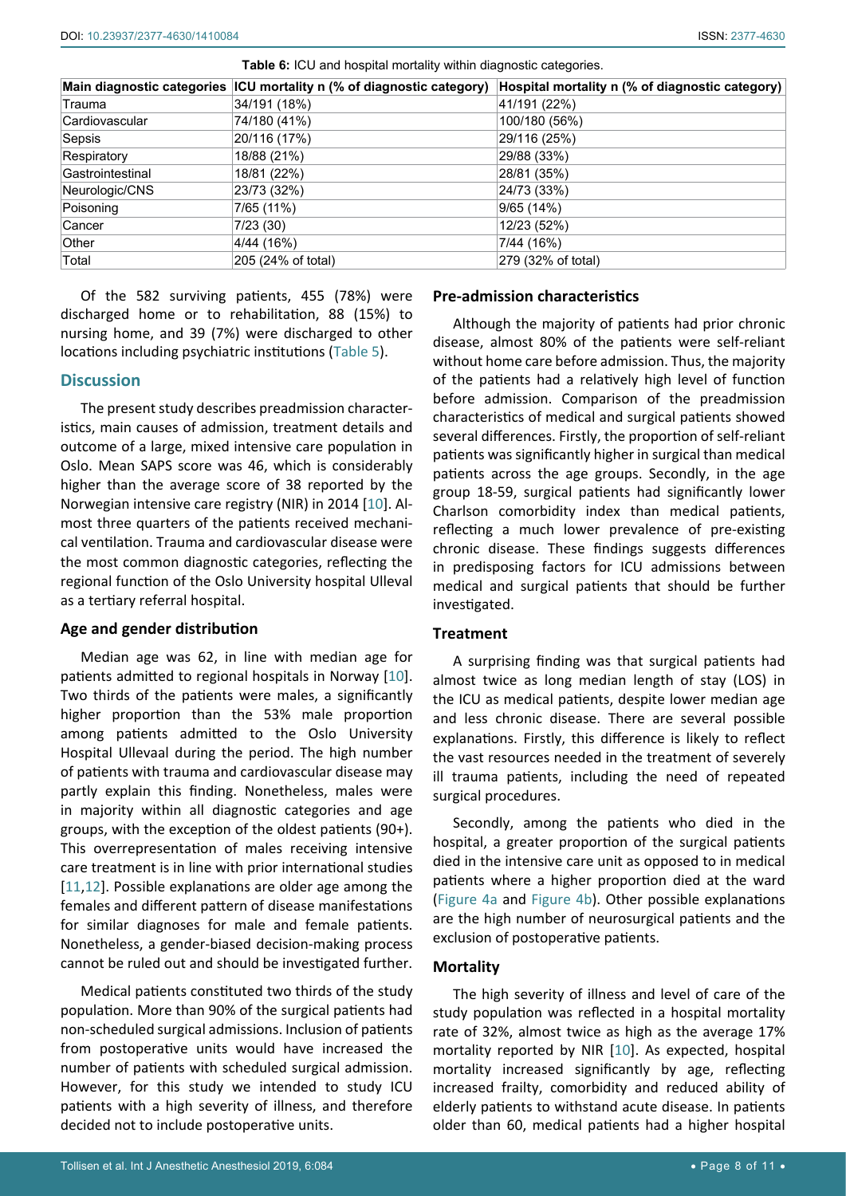**Table 6:** ICU and hospital mortality within diagnostic categories.

| Main diagnostic categories | ICU mortality n (% of diagnostic category) | Hospital mortality n (% of diagnostic category) |
|---|---|---|
| Trauma | 34/191 (18%) | 41/191 (22%) |
| Cardiovascular | 74/180 (41%) | 100/180 (56%) |
| Sepsis | 20/116 (17%) | 29/116 (25%) |
| Respiratory | 18/88 (21%) | 29/88 (33%) |
| Gastrointestinal | 18/81 (22%) | 28/81 (35%) |
| Neurologic/CNS | 23/73 (32%) | 24/73 (33%) |
| Poisoning | 7/65 (11%) | 9/65 (14%) |
| Cancer | 7/23 (30) | 12/23 (52%) |
| Other | 4/44 (16%) | 7/44 (16%) |
| Total | 205 (24% of total) | 279 (32% of total) |

Of the 582 surviving patients, 455 (78%) were discharged home or to rehabilitation, 88 (15%) to nursing home, and 39 (7%) were discharged to other locations including psychiatric institutions (Table 5).

## Discussion

The present study describes preadmission characteristics, main causes of admission, treatment details and outcome of a large, mixed intensive care population in Oslo. Mean SAPS score was 46, which is considerably higher than the average score of 38 reported by the Norwegian intensive care registry (NIR) in 2014 [10]. Almost three quarters of the patients received mechanical ventilation. Trauma and cardiovascular disease were the most common diagnostic categories, reflecting the regional function of the Oslo University hospital Ulleval as a tertiary referral hospital.

### Age and gender distribution

Median age was 62, in line with median age for patients admitted to regional hospitals in Norway [10]. Two thirds of the patients were males, a significantly higher proportion than the 53% male proportion among patients admitted to the Oslo University Hospital Ullevaal during the period. The high number of patients with trauma and cardiovascular disease may partly explain this finding. Nonetheless, males were in majority within all diagnostic categories and age groups, with the exception of the oldest patients (90+). This overrepresentation of males receiving intensive care treatment is in line with prior international studies [11,12]. Possible explanations are older age among the females and different pattern of disease manifestations for similar diagnoses for male and female patients. Nonetheless, a gender-biased decision-making process cannot be ruled out and should be investigated further.

Medical patients constituted two thirds of the study population. More than 90% of the surgical patients had non-scheduled surgical admissions. Inclusion of patients from postoperative units would have increased the number of patients with scheduled surgical admission. However, for this study we intended to study ICU patients with a high severity of illness, and therefore decided not to include postoperative units.

### Pre-admission characteristics

Although the majority of patients had prior chronic disease, almost 80% of the patients were self-reliant without home care before admission. Thus, the majority of the patients had a relatively high level of function before admission. Comparison of the preadmission characteristics of medical and surgical patients showed several differences. Firstly, the proportion of self-reliant patients was significantly higher in surgical than medical patients across the age groups. Secondly, in the age group 18-59, surgical patients had significantly lower Charlson comorbidity index than medical patients, reflecting a much lower prevalence of pre-existing chronic disease. These findings suggests differences in predisposing factors for ICU admissions between medical and surgical patients that should be further investigated.

### Treatment

A surprising finding was that surgical patients had almost twice as long median length of stay (LOS) in the ICU as medical patients, despite lower median age and less chronic disease. There are several possible explanations. Firstly, this difference is likely to reflect the vast resources needed in the treatment of severely ill trauma patients, including the need of repeated surgical procedures.

Secondly, among the patients who died in the hospital, a greater proportion of the surgical patients died in the intensive care unit as opposed to in medical patients where a higher proportion died at the ward (Figure 4a and Figure 4b). Other possible explanations are the high number of neurosurgical patients and the exclusion of postoperative patients.

### Mortality

The high severity of illness and level of care of the study population was reflected in a hospital mortality rate of 32%, almost twice as high as the average 17% mortality reported by NIR [10]. As expected, hospital mortality increased significantly by age, reflecting increased frailty, comorbidity and reduced ability of elderly patients to withstand acute disease. In patients older than 60, medical patients had a higher hospital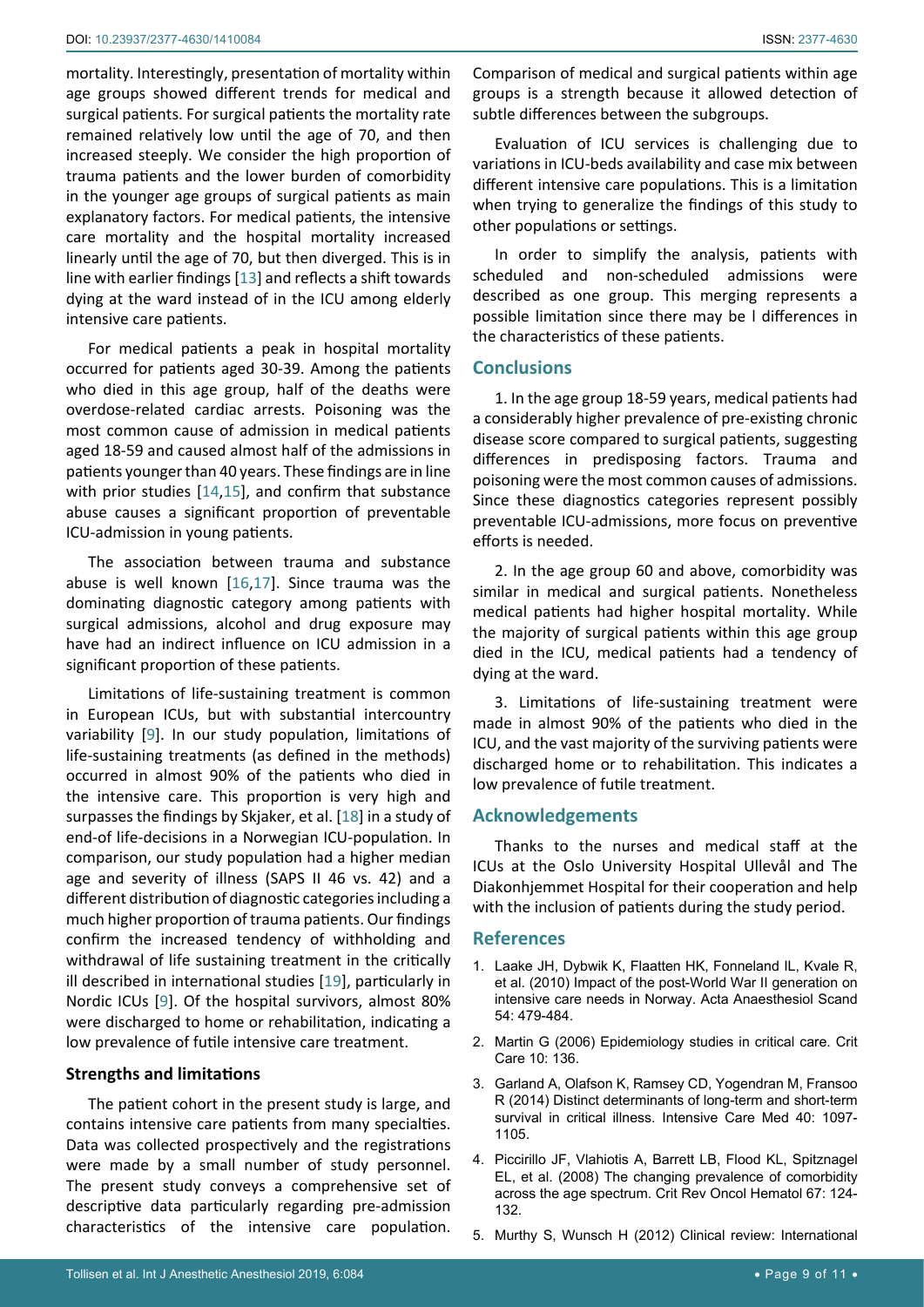mortality. Interestingly, presentation of mortality within age groups showed different trends for medical and surgical patients. For surgical patients the mortality rate remained relatively low until the age of 70, and then increased steeply. We consider the high proportion of trauma patients and the lower burden of comorbidity in the younger age groups of surgical patients as main explanatory factors. For medical patients, the intensive care mortality and the hospital mortality increased linearly until the age of 70, but then diverged. This is in line with earlier findings [13] and reflects a shift towards dying at the ward instead of in the ICU among elderly intensive care patients.

For medical patients a peak in hospital mortality occurred for patients aged 30-39. Among the patients who died in this age group, half of the deaths were overdose-related cardiac arrests. Poisoning was the most common cause of admission in medical patients aged 18-59 and caused almost half of the admissions in patients younger than 40 years. These findings are in line with prior studies [14,15], and confirm that substance abuse causes a significant proportion of preventable ICU-admission in young patients.

The association between trauma and substance abuse is well known [16,17]. Since trauma was the dominating diagnostic category among patients with surgical admissions, alcohol and drug exposure may have had an indirect influence on ICU admission in a significant proportion of these patients.

Limitations of life-sustaining treatment is common in European ICUs, but with substantial intercountry variability [9]. In our study population, limitations of life-sustaining treatments (as defined in the methods) occurred in almost 90% of the patients who died in the intensive care. This proportion is very high and surpasses the findings by Skjaker, et al. [18] in a study of end-of life-decisions in a Norwegian ICU-population. In comparison, our study population had a higher median age and severity of illness (SAPS II 46 vs. 42) and a different distribution of diagnostic categories including a much higher proportion of trauma patients. Our findings confirm the increased tendency of withholding and withdrawal of life sustaining treatment in the critically ill described in international studies [19], particularly in Nordic ICUs [9]. Of the hospital survivors, almost 80% were discharged to home or rehabilitation, indicating a low prevalence of futile intensive care treatment.

### Strengths and limitations

The patient cohort in the present study is large, and contains intensive care patients from many specialties. Data was collected prospectively and the registrations were made by a small number of study personnel. The present study conveys a comprehensive set of descriptive data particularly regarding pre-admission characteristics of the intensive care population. Comparison of medical and surgical patients within age groups is a strength because it allowed detection of subtle differences between the subgroups.

Evaluation of ICU services is challenging due to variations in ICU-beds availability and case mix between different intensive care populations. This is a limitation when trying to generalize the findings of this study to other populations or settings.

In order to simplify the analysis, patients with scheduled and non-scheduled admissions were described as one group. This merging represents a possible limitation since there may be l differences in the characteristics of these patients.

## Conclusions

1. In the age group 18-59 years, medical patients had a considerably higher prevalence of pre-existing chronic disease score compared to surgical patients, suggesting differences in predisposing factors. Trauma and poisoning were the most common causes of admissions. Since these diagnostics categories represent possibly preventable ICU-admissions, more focus on preventive efforts is needed.

2. In the age group 60 and above, comorbidity was similar in medical and surgical patients. Nonetheless medical patients had higher hospital mortality. While the majority of surgical patients within this age group died in the ICU, medical patients had a tendency of dying at the ward.

3. Limitations of life-sustaining treatment were made in almost 90% of the patients who died in the ICU, and the vast majority of the surviving patients were discharged home or to rehabilitation. This indicates a low prevalence of futile treatment.

## Acknowledgements

Thanks to the nurses and medical staff at the ICUs at the Oslo University Hospital Ullevål and The Diakonhjemmet Hospital for their cooperation and help with the inclusion of patients during the study period.

## References

1. Laake JH, Dybwik K, Flaatten HK, Fonneland IL, Kvale R, et al. (2010) Impact of the post-World War II generation on intensive care needs in Norway. Acta Anaesthesiol Scand 54: 479-484.
2. Martin G (2006) Epidemiology studies in critical care. Crit Care 10: 136.
3. Garland A, Olafson K, Ramsey CD, Yogendran M, Fransoo R (2014) Distinct determinants of long-term and short-term survival in critical illness. Intensive Care Med 40: 1097-1105.
4. Piccirillo JF, Vlahiotis A, Barrett LB, Flood KL, Spitznagel EL, et al. (2008) The changing prevalence of comorbidity across the age spectrum. Crit Rev Oncol Hematol 67: 124-132.
5. Murthy S, Wunsch H (2012) Clinical review: International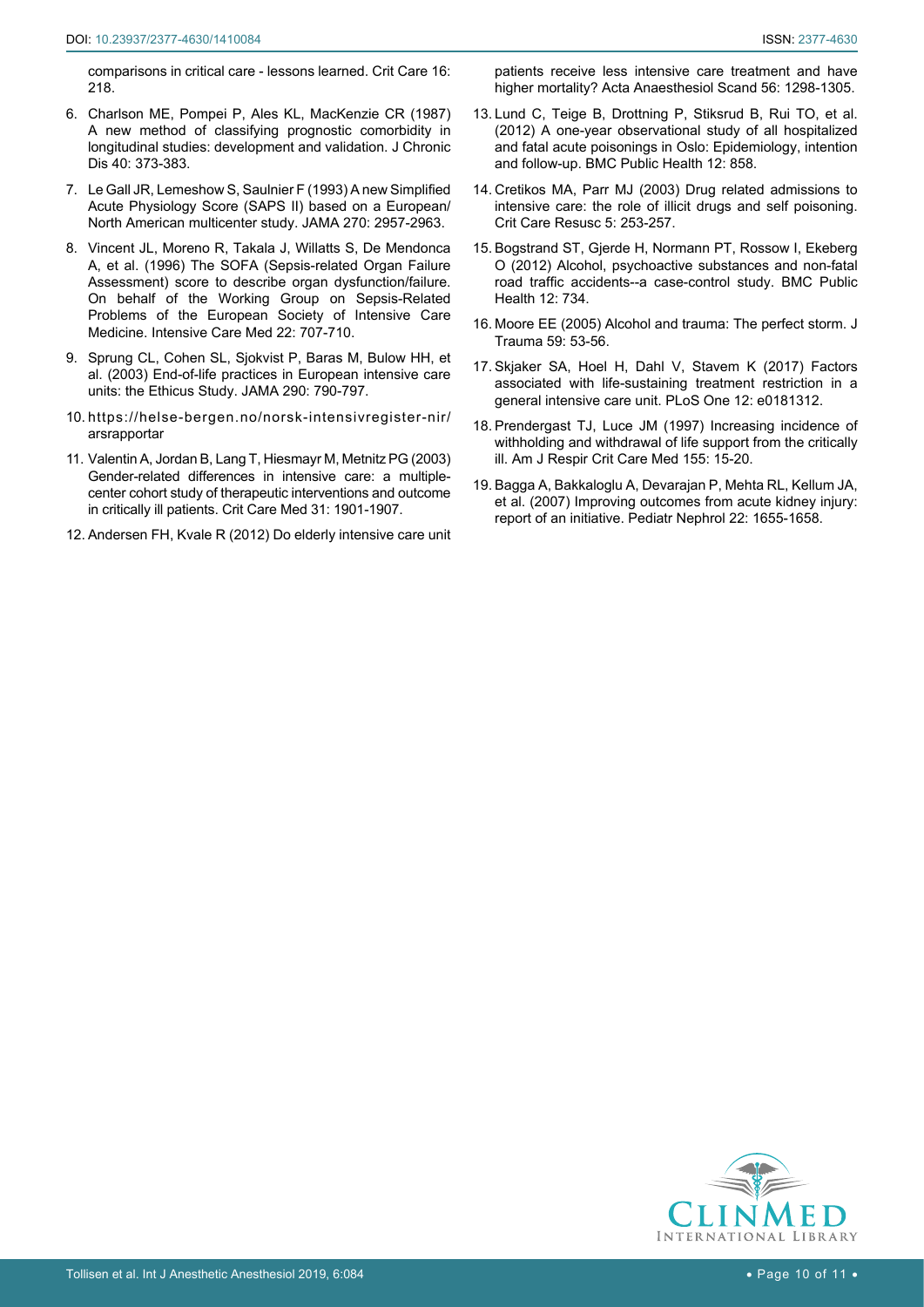comparisons in critical care - lessons learned. Crit Care 16: 218.

6. Charlson ME, Pompei P, Ales KL, MacKenzie CR (1987) A new method of classifying prognostic comorbidity in longitudinal studies: development and validation. J Chronic Dis 40: 373-383.
7. Le Gall JR, Lemeshow S, Saulnier F (1993) A new Simplified Acute Physiology Score (SAPS II) based on a European/North American multicenter study. JAMA 270: 2957-2963.
8. Vincent JL, Moreno R, Takala J, Willatts S, De Mendonca A, et al. (1996) The SOFA (Sepsis-related Organ Failure Assessment) score to describe organ dysfunction/failure. On behalf of the Working Group on Sepsis-Related Problems of the European Society of Intensive Care Medicine. Intensive Care Med 22: 707-710.
9. Sprung CL, Cohen SL, Sjokvist P, Baras M, Bulow HH, et al. (2003) End-of-life practices in European intensive care units: the Ethicus Study. JAMA 290: 790-797.
10. https://helse-bergen.no/norsk-intensivregister-nir/arsrapportar
11. Valentin A, Jordan B, Lang T, Hiesmayr M, Metnitz PG (2003) Gender-related differences in intensive care: a multiple-center cohort study of therapeutic interventions and outcome in critically ill patients. Crit Care Med 31: 1901-1907.
12. Andersen FH, Kvale R (2012) Do elderly intensive care unit patients receive less intensive care treatment and have higher mortality? Acta Anaesthesiol Scand 56: 1298-1305.
13. Lund C, Teige B, Drottning P, Stiksrud B, Rui TO, et al. (2012) A one-year observational study of all hospitalized and fatal acute poisonings in Oslo: Epidemiology, intention and follow-up. BMC Public Health 12: 858.
14. Cretikos MA, Parr MJ (2003) Drug related admissions to intensive care: the role of illicit drugs and self poisoning. Crit Care Resusc 5: 253-257.
15. Bogstrand ST, Gjerde H, Normann PT, Rossow I, Ekeberg O (2012) Alcohol, psychoactive substances and non-fatal road traffic accidents--a case-control study. BMC Public Health 12: 734.
16. Moore EE (2005) Alcohol and trauma: The perfect storm. J Trauma 59: 53-56.
17. Skjaker SA, Hoel H, Dahl V, Stavem K (2017) Factors associated with life-sustaining treatment restriction in a general intensive care unit. PLoS One 12: e0181312.
18. Prendergast TJ, Luce JM (1997) Increasing incidence of withholding and withdrawal of life support from the critically ill. Am J Respir Crit Care Med 155: 15-20.
19. Bagga A, Bakkaloglu A, Devarajan P, Mehta RL, Kellum JA, et al. (2007) Improving outcomes from acute kidney injury: report of an initiative. Pediatr Nephrol 22: 1655-1658.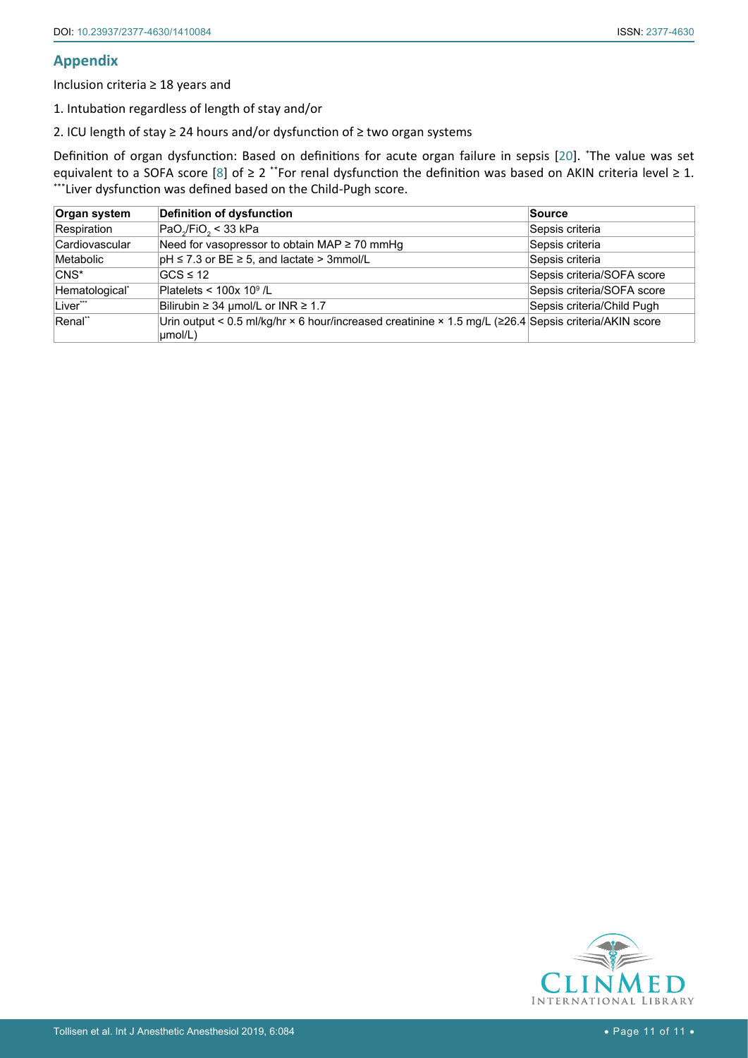## Appendix

Inclusion criteria ≥ 18 years and

1. Intubation regardless of length of stay and/or
2. ICU length of stay ≥ 24 hours and/or dysfunction of ≥ two organ systems

Definition of organ dysfunction: Based on definitions for acute organ failure in sepsis [20]. *The value was set equivalent to a SOFA score [8] of ≥ 2 **For renal dysfunction the definition was based on AKIN criteria level ≥ 1. ***Liver dysfunction was defined based on the Child-Pugh score.

| Organ system | Definition of dysfunction | Source |
|---|---|---|
| Respiration | $PaO_2/FiO_2$ < 33 kPa | Sepsis criteria |
| Cardiovascular | Need for vasopressor to obtain MAP ≥ 70 mmHg | Sepsis criteria |
| Metabolic | pH ≤ 7.3 or BE ≥ 5, and lactate > 3mmol/L | Sepsis criteria |
| CNS* | GCS ≤ 12 | Sepsis criteria/SOFA score |
| Hematological* | Platelets < 100x $10^9$ /L | Sepsis criteria/SOFA score |
| Liver*** | Bilirubin ≥ 34 µmol/L or INR ≥ 1.7 | Sepsis criteria/Child Pugh |
| Renal** | Urin output < 0.5 ml/kg/hr × 6 hour/increased creatinine × 1.5 mg/L (≥26.4 µmol/L) | Sepsis criteria/AKIN score |